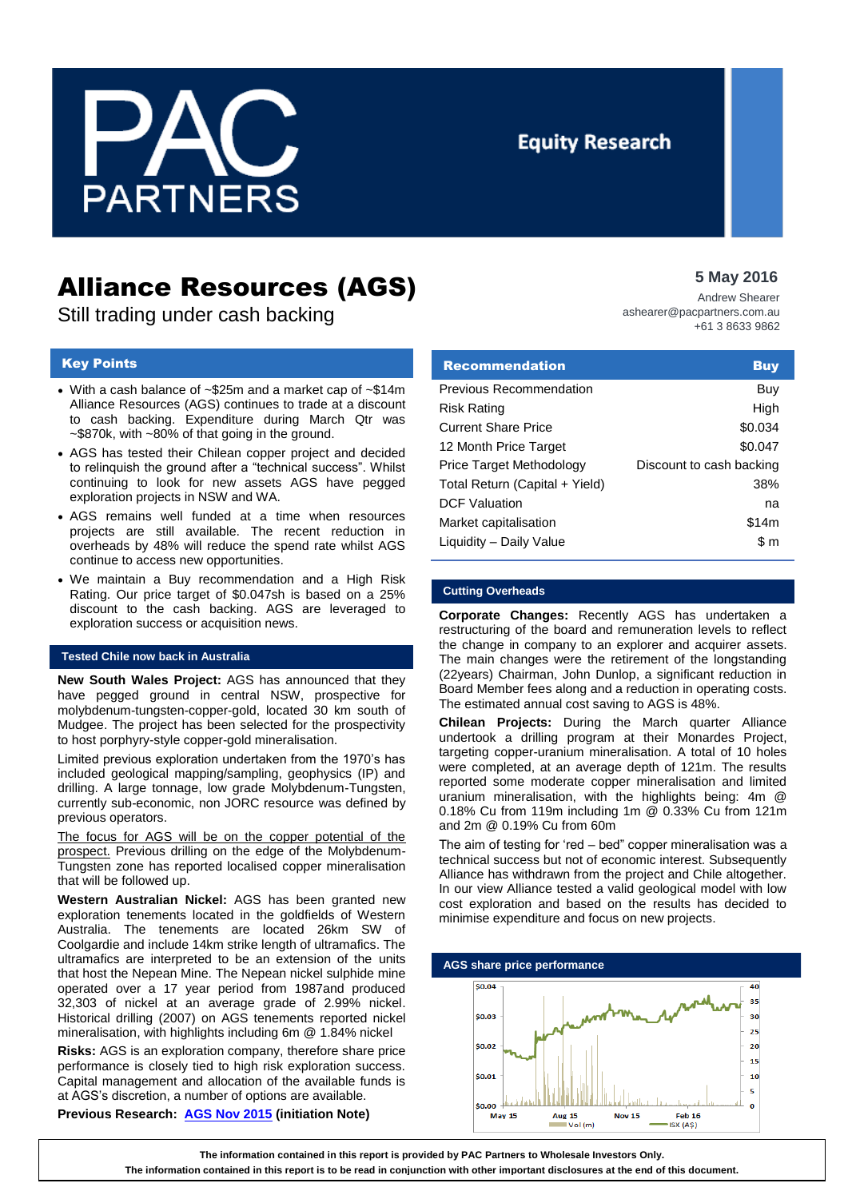# Alliance Resources (AGS)

Still trading under cash backing

**5 May 2016**

Andrew Shearer
ashearer@pacpartners.com.au
+61 3 8633 9862

## Key Points

- With a cash balance of ~$25m and a market cap of ~$14m Alliance Resources (AGS) continues to trade at a discount to cash backing. Expenditure during March Qtr was ~$870k, with ~80% of that going in the ground.
- AGS has tested their Chilean copper project and decided to relinquish the ground after a "technical success". Whilst continuing to look for new assets AGS have pegged exploration projects in NSW and WA.
- AGS remains well funded at a time when resources projects are still available. The recent reduction in overheads by 48% will reduce the spend rate whilst AGS continue to access new opportunities.
- We maintain a Buy recommendation and a High Risk Rating. Our price target of $0.047sh is based on a 25% discount to the cash backing. AGS are leveraged to exploration success or acquisition news.

## Tested Chile now back in Australia

**New South Wales Project:** AGS has announced that they have pegged ground in central NSW, prospective for molybdenum-tungsten-copper-gold, located 30 km south of Mudgee. The project has been selected for the prospectivity to host porphyry-style copper-gold mineralisation.

Limited previous exploration undertaken from the 1970's has included geological mapping/sampling, geophysics (IP) and drilling. A large tonnage, low grade Molybdenum-Tungsten, currently sub-economic, non JORC resource was defined by previous operators.

The focus for AGS will be on the copper potential of the prospect. Previous drilling on the edge of the Molybdenum-Tungsten zone has reported localised copper mineralisation that will be followed up.

**Western Australian Nickel:** AGS has been granted new exploration tenements located in the goldfields of Western Australia. The tenements are located 26km SW of Coolgardie and include 14km strike length of ultramafics. The ultramafics are interpreted to be an extension of the units that host the Nepean Mine. The Nepean nickel sulphide mine operated over a 17 year period from 1987and produced 32,303 of nickel at an average grade of 2.99% nickel. Historical drilling (2007) on AGS tenements reported nickel mineralisation, with highlights including 6m @ 1.84% nickel

**Risks:** AGS is an exploration company, therefore share price performance is closely tied to high risk exploration success. Capital management and allocation of the available funds is at AGS's discretion, a number of options are available.

**Previous Research:** AGS Nov 2015 **(initiation Note)**

| Recommendation | Buy |
|---|---|
| Previous Recommendation | Buy |
| Risk Rating | High |
| Current Share Price | $0.034 |
| 12 Month Price Target | $0.047 |
| Price Target Methodology | Discount to cash backing |
| Total Return (Capital + Yield) | 38% |
| DCF Valuation | na |
| Market capitalisation | $14m |
| Liquidity – Daily Value | $ m |

## Cutting Overheads

**Corporate Changes:** Recently AGS has undertaken a restructuring of the board and remuneration levels to reflect the change in company to an explorer and acquirer assets. The main changes were the retirement of the longstanding (22years) Chairman, John Dunlop, a significant reduction in Board Member fees along and a reduction in operating costs. The estimated annual cost saving to AGS is 48%.

**Chilean Projects:** During the March quarter Alliance undertook a drilling program at their Monardes Project, targeting copper-uranium mineralisation. A total of 10 holes were completed, at an average depth of 121m. The results reported some moderate copper mineralisation and limited uranium mineralisation, with the highlights being: 4m @ 0.18% Cu from 119m including 1m @ 0.33% Cu from 121m and 2m @ 0.19% Cu from 60m

The aim of testing for 'red – bed" copper mineralisation was a technical success but not of economic interest. Subsequently Alliance has withdrawn from the project and Chile altogether. In our view Alliance tested a valid geological model with low cost exploration and based on the results has decided to minimise expenditure and focus on new projects.

## AGS share price performance

The information contained in this report is provided by PAC Partners to Wholesale Investors Only.
The information contained in this report is to be read in conjunction with other important disclosures at the end of this document.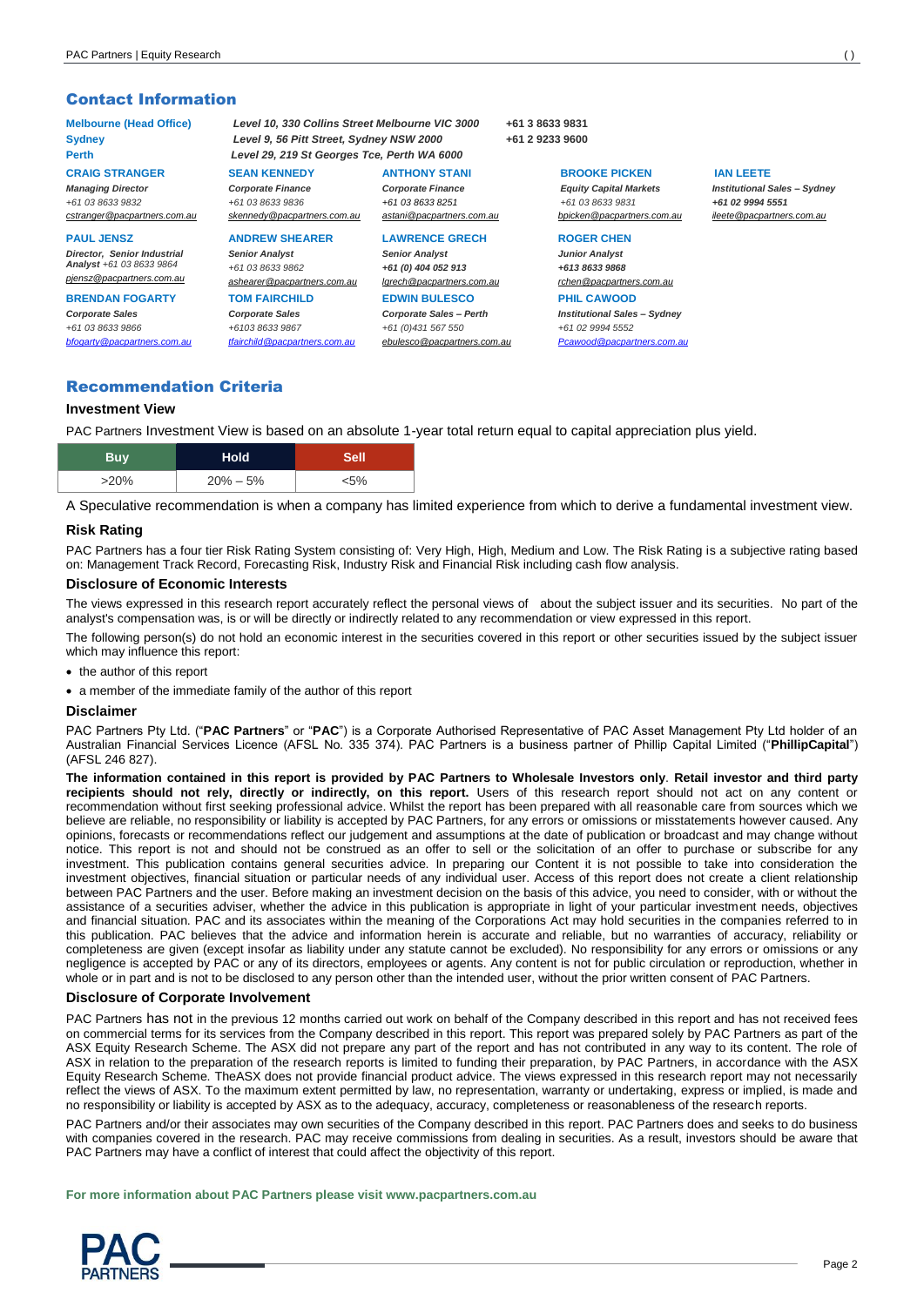## Contact Information

**Melbourne (Head Office)** — *Level 10, 330 Collins Street Melbourne VIC 3000* — **+61 3 8633 9831**
**Sydney** — *Level 9, 56 Pitt Street, Sydney NSW 2000* — **+61 2 9233 9600**
**Perth** — *Level 29, 219 St Georges Tce, Perth WA 6000*

**CRAIG STRANGER**
*Managing Director*
*+61 03 8633 9832*
*cstranger@pacpartners.com.au*

**SEAN KENNEDY**
*Corporate Finance*
*+61 03 8633 9836*
*skennedy@pacpartners.com.au*

**ANTHONY STANI**
*Corporate Finance*
*+61 03 8633 8251*
*astani@pacpartners.com.au*

**BROOKE PICKEN**
*Equity Capital Markets*
*+61 03 8633 9831*
*bpicken@pacpartners.com.au*

**IAN LEETE**
*Institutional Sales – Sydney*
*+61 02 9994 5551*
*ileete@pacpartners.com.au*

**PAUL JENSZ**
*Director, Senior Industrial Analyst +61 03 8633 9864*
*pjensz@pacpartners.com.au*

**ANDREW SHEARER**
*Senior Analyst*
*+61 03 8633 9862*
*ashearer@pacpartners.com.au*

**LAWRENCE GRECH**
*Senior Analyst*
*+61 (0) 404 052 913*
*lgrech@pacpartners.com.au*

**ROGER CHEN**
*Junior Analyst*
*+613 8633 9868*
*rchen@pacpartners.com.au*

**BRENDAN FOGARTY**
*Corporate Sales*
*+61 03 8633 9866*
*bfogarty@pacpartners.com.au*

**TOM FAIRCHILD**
*Corporate Sales*
*+6103 8633 9867*
*tfairchild@pacpartners.com.au*

**EDWIN BULESCO**
*Corporate Sales – Perth*
*+61 (0)431 567 550*
*ebulesco@pacpartners.com.au*

**PHIL CAWOOD**
*Institutional Sales – Sydney*
*+61 02 9994 5552*
*Pcawood@pacpartners.com.au*

## Recommendation Criteria

### Investment View

PAC Partners Investment View is based on an absolute 1-year total return equal to capital appreciation plus yield.

| Buy | Hold | Sell |
|---|---|---|
| >20% | 20% – 5% | <5% |

A Speculative recommendation is when a company has limited experience from which to derive a fundamental investment view.

### Risk Rating

PAC Partners has a four tier Risk Rating System consisting of: Very High, High, Medium and Low. The Risk Rating is a subjective rating based on: Management Track Record, Forecasting Risk, Industry Risk and Financial Risk including cash flow analysis.

### Disclosure of Economic Interests

The views expressed in this research report accurately reflect the personal views of about the subject issuer and its securities. No part of the analyst's compensation was, is or will be directly or indirectly related to any recommendation or view expressed in this report.

The following person(s) do not hold an economic interest in the securities covered in this report or other securities issued by the subject issuer which may influence this report:

- the author of this report
- a member of the immediate family of the author of this report

### Disclaimer

PAC Partners Pty Ltd. ("**PAC Partners**" or "**PAC**") is a Corporate Authorised Representative of PAC Asset Management Pty Ltd holder of an Australian Financial Services Licence (AFSL No. 335 374). PAC Partners is a business partner of Phillip Capital Limited ("**PhillipCapital**") (AFSL 246 827).

**The information contained in this report is provided by PAC Partners to Wholesale Investors only**. **Retail investor and third party recipients should not rely, directly or indirectly, on this report.** Users of this research report should not act on any content or recommendation without first seeking professional advice. Whilst the report has been prepared with all reasonable care from sources which we believe are reliable, no responsibility or liability is accepted by PAC Partners, for any errors or omissions or misstatements however caused. Any opinions, forecasts or recommendations reflect our judgement and assumptions at the date of publication or broadcast and may change without notice. This report is not and should not be construed as an offer to sell or the solicitation of an offer to purchase or subscribe for any investment. This publication contains general securities advice. In preparing our Content it is not possible to take into consideration the investment objectives, financial situation or particular needs of any individual user. Access of this report does not create a client relationship between PAC Partners and the user. Before making an investment decision on the basis of this advice, you need to consider, with or without the assistance of a securities adviser, whether the advice in this publication is appropriate in light of your particular investment needs, objectives and financial situation. PAC and its associates within the meaning of the Corporations Act may hold securities in the companies referred to in this publication. PAC believes that the advice and information herein is accurate and reliable, but no warranties of accuracy, reliability or completeness are given (except insofar as liability under any statute cannot be excluded). No responsibility for any errors or omissions or any negligence is accepted by PAC or any of its directors, employees or agents. Any content is not for public circulation or reproduction, whether in whole or in part and is not to be disclosed to any person other than the intended user, without the prior written consent of PAC Partners.

### Disclosure of Corporate Involvement

PAC Partners has not in the previous 12 months carried out work on behalf of the Company described in this report and has not received fees on commercial terms for its services from the Company described in this report. This report was prepared solely by PAC Partners as part of the ASX Equity Research Scheme. The ASX did not prepare any part of the report and has not contributed in any way to its content. The role of ASX in relation to the preparation of the research reports is limited to funding their preparation, by PAC Partners, in accordance with the ASX Equity Research Scheme. TheASX does not provide financial product advice. The views expressed in this research report may not necessarily reflect the views of ASX. To the maximum extent permitted by law, no representation, warranty or undertaking, express or implied, is made and no responsibility or liability is accepted by ASX as to the adequacy, accuracy, completeness or reasonableness of the research reports.

PAC Partners and/or their associates may own securities of the Company described in this report. PAC Partners does and seeks to do business with companies covered in the research. PAC may receive commissions from dealing in securities. As a result, investors should be aware that PAC Partners may have a conflict of interest that could affect the objectivity of this report.

**For more information about PAC Partners please visit www.pacpartners.com.au**